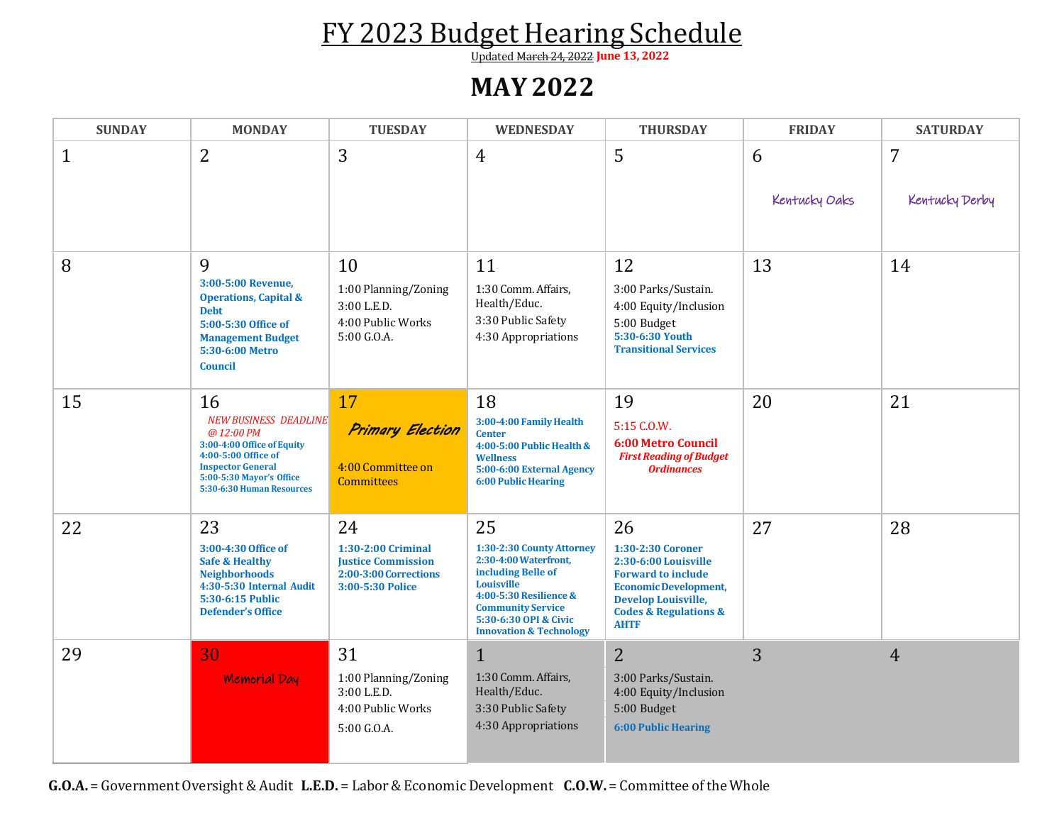# FY 2023 Budget Hearing Schedule

Updated ~~March 24, 2022~~ **June 13, 2022**

## MAY 2022

| SUNDAY | MONDAY | TUESDAY | WEDNESDAY | THURSDAY | FRIDAY | SATURDAY |
|---|---|---|---|---|---|---|
| 1 | 2 | 3 | 4 | 5 | 6<br>Kentucky Oaks | 7<br>Kentucky Derby |
| 8 | 9<br>**3:00-5:00 Revenue, Operations, Capital & Debt**<br>**5:00-5:30 Office of Management Budget**<br>**5:30-6:00 Metro Council** | 10<br>1:00 Planning/Zoning<br>3:00 L.E.D.<br>4:00 Public Works<br>5:00 G.O.A. | 11<br>1:30 Comm. Affairs, Health/Educ.<br>3:30 Public Safety<br>4:30 Appropriations | 12<br>3:00 Parks/Sustain.<br>4:00 Equity/Inclusion<br>5:00 Budget<br>**5:30-6:30 Youth Transitional Services** | 13 | 14 |
| 15 | 16<br>*NEW BUSINESS DEADLINE @ 12:00 PM*<br>**3:00-4:00 Office of Equity**<br>**4:00-5:00 Office of Inspector General**<br>**5:00-5:30 Mayor's Office**<br>**5:30-6:30 Human Resources** | 17<br>*Primary Election*<br>4:00 Committee on Committees | 18<br>**3:00-4:00 Family Health Center**<br>**4:00-5:00 Public Health & Wellness**<br>**5:00-6:00 External Agency**<br>**6:00 Public Hearing** | 19<br>5:15 C.O.W.<br>**6:00 Metro Council**<br>***First Reading of Budget Ordinances*** | 20 | 21 |
| 22 | 23<br>**3:00-4:30 Office of Safe & Healthy Neighborhoods**<br>**4:30-5:30 Internal Audit**<br>**5:30-6:15 Public Defender's Office** | 24<br>**1:30-2:00 Criminal Justice Commission**<br>**2:00-3:00 Corrections**<br>**3:00-5:30 Police** | 25<br>**1:30-2:30 County Attorney**<br>**2:30-4:00 Waterfront, including Belle of Louisville**<br>**4:00-5:30 Resilience & Community Service**<br>**5:30-6:30 OPI & Civic Innovation & Technology** | 26<br>**1:30-2:30 Coroner**<br>**2:30-6:00 Louisville Forward to include Economic Development, Develop Louisville, Codes & Regulations & AHTF** | 27 | 28 |
| 29 | 30<br>Memorial Day | 31<br>1:00 Planning/Zoning<br>3:00 L.E.D.<br>4:00 Public Works<br>5:00 G.O.A. | 1<br>1:30 Comm. Affairs, Health/Educ.<br>3:30 Public Safety<br>4:30 Appropriations | 2<br>3:00 Parks/Sustain.<br>4:00 Equity/Inclusion<br>5:00 Budget<br>**6:00 Public Hearing** | 3 | 4 |

**G.O.A.** = Government Oversight & Audit **L.E.D.** = Labor & Economic Development **C.O.W.** = Committee of the Whole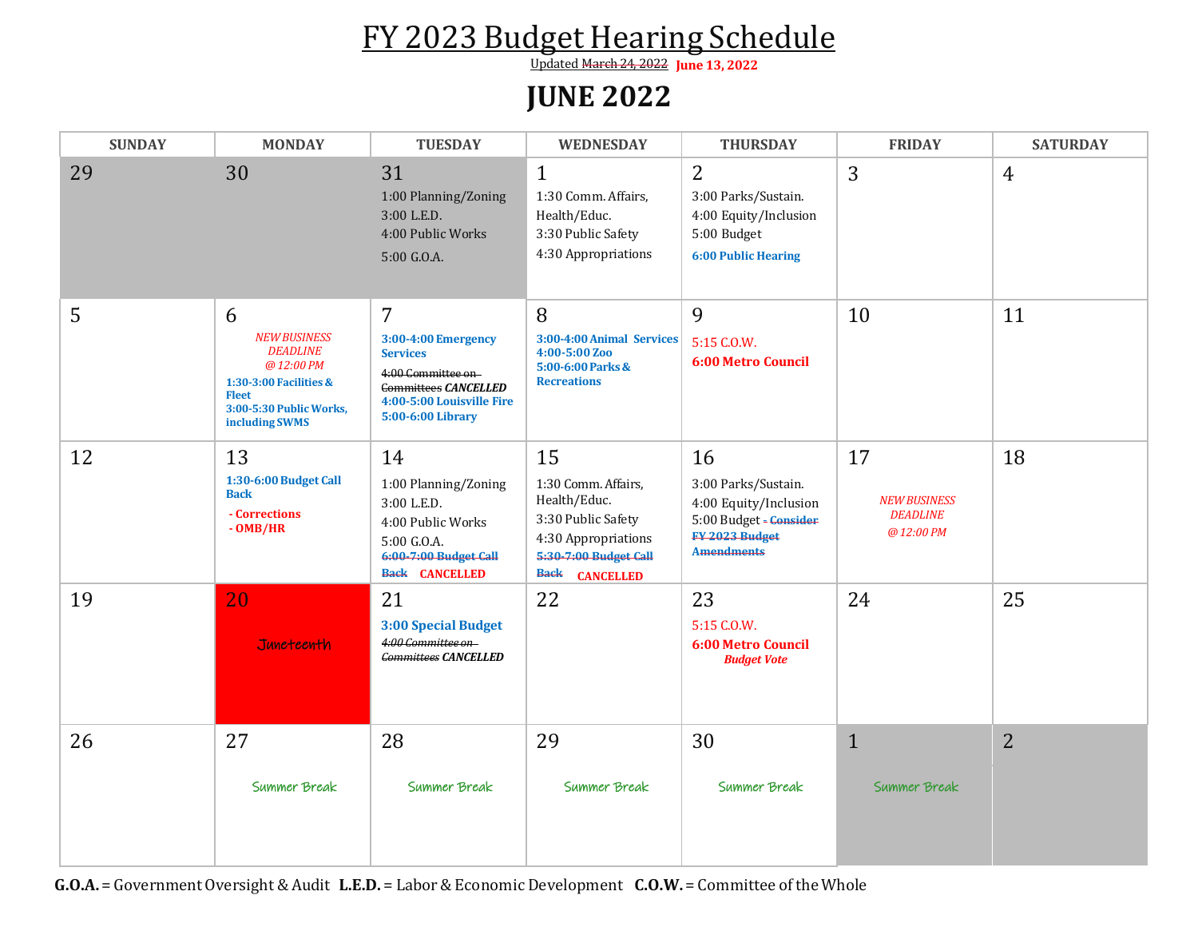# FY 2023 Budget Hearing Schedule

Updated ~~March 24, 2022~~ **June 13, 2022**

## JUNE 2022

| SUNDAY | MONDAY | TUESDAY | WEDNESDAY | THURSDAY | FRIDAY | SATURDAY |
|---|---|---|---|---|---|---|
| 29 | 30 | 31<br>1:00 Planning/Zoning<br>3:00 L.E.D.<br>4:00 Public Works<br>5:00 G.O.A. | 1<br>1:30 Comm. Affairs, Health/Educ.<br>3:30 Public Safety<br>4:30 Appropriations | 2<br>3:00 Parks/Sustain.<br>4:00 Equity/Inclusion<br>5:00 Budget<br>**6:00 Public Hearing** | 3 | 4 |
| 5 | 6<br>*NEW BUSINESS DEADLINE @ 12:00 PM*<br>**1:30-3:00 Facilities & Fleet**<br>**3:00-5:30 Public Works, including SWMS** | 7<br>**3:00-4:00 Emergency Services**<br>~~4:00 Committee on Committees~~ ***CANCELLED***<br>**4:00-5:00 Louisville Fire**<br>**5:00-6:00 Library** | 8<br>**3:00-4:00 Animal Services**<br>**4:00-5:00 Zoo**<br>**5:00-6:00 Parks & Recreations** | 9<br>5:15 C.O.W.<br>**6:00 Metro Council** | 10 | 11 |
| 12 | 13<br>**1:30-6:00 Budget Call Back**<br>**- Corrections**<br>**- OMB/HR** | 14<br>1:00 Planning/Zoning<br>3:00 L.E.D.<br>4:00 Public Works<br>5:00 G.O.A.<br>~~**6:00-7:00 Budget Call Back**~~ **CANCELLED** | 15<br>1:30 Comm. Affairs, Health/Educ.<br>3:30 Public Safety<br>4:30 Appropriations<br>~~**5:30-7:00 Budget Call Back**~~ **CANCELLED** | 16<br>3:00 Parks/Sustain.<br>4:00 Equity/Inclusion<br>5:00 Budget ~~**- Consider FY 2023 Budget Amendments**~~ | 17<br>*NEW BUSINESS DEADLINE @ 12:00 PM* | 18 |
| 19 | 20<br>Juneteenth | 21<br>**3:00 Special Budget**<br>~~*4:00 Committee on Committees*~~ ***CANCELLED*** | 22 | 23<br>5:15 C.O.W.<br>**6:00 Metro Council**<br>***Budget Vote*** | 24 | 25 |
| 26 | 27<br>Summer Break | 28<br>Summer Break | 29<br>Summer Break | 30<br>Summer Break | 1<br>Summer Break | 2 |

**G.O.A.** = Government Oversight & Audit **L.E.D.** = Labor & Economic Development **C.O.W.** = Committee of the Whole